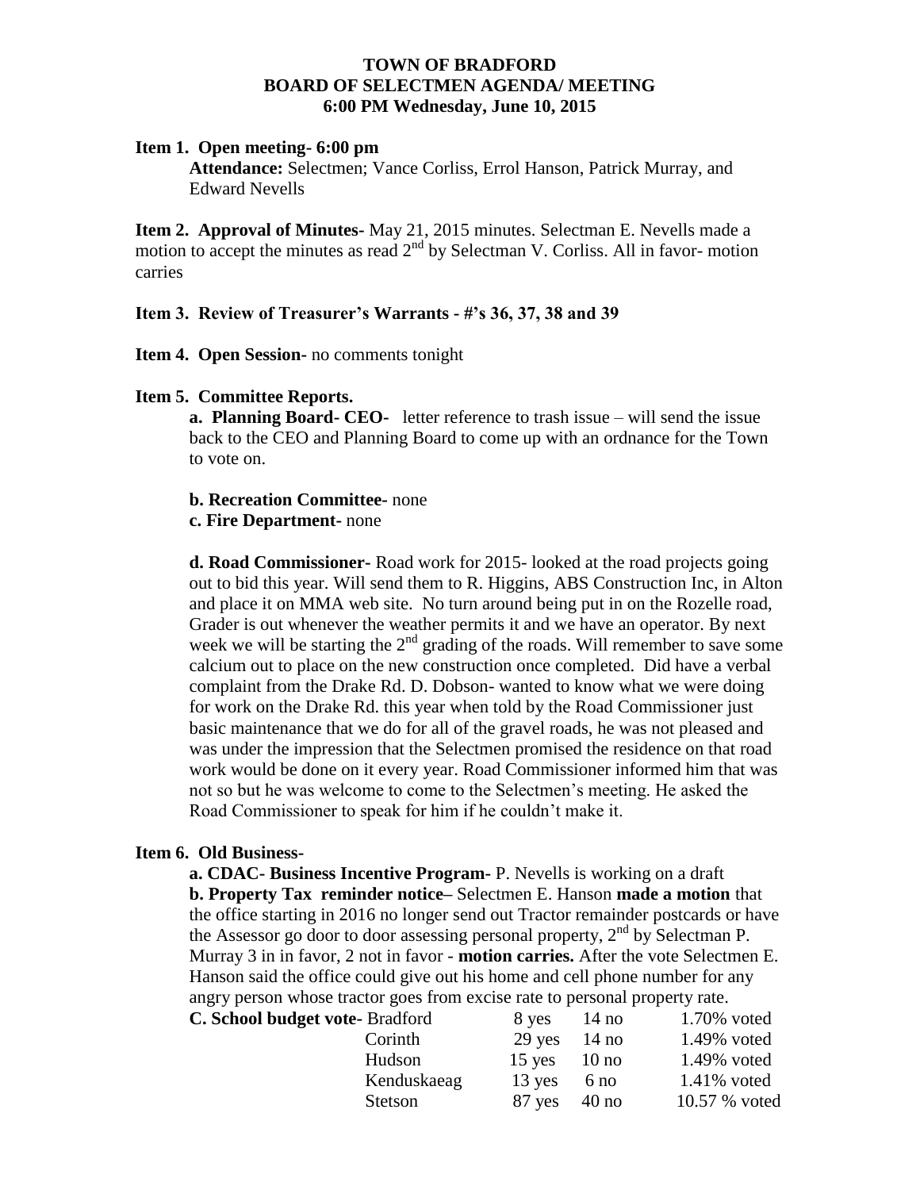**TOWN OF BRADFORD**
**BOARD OF SELECTMEN AGENDA/ MEETING**
**6:00 PM Wednesday, June 10, 2015**

**Item 1. Open meeting- 6:00 pm**

**Attendance:** Selectmen; Vance Corliss, Errol Hanson, Patrick Murray, and Edward Nevells

**Item 2. Approval of Minutes-** May 21, 2015 minutes. Selectman E. Nevells made a motion to accept the minutes as read 2nd by Selectman V. Corliss. All in favor- motion carries

**Item 3. Review of Treasurer's Warrants - #'s 36, 37, 38 and 39**

**Item 4. Open Session-** no comments tonight

**Item 5. Committee Reports.**

**a. Planning Board- CEO-** letter reference to trash issue – will send the issue back to the CEO and Planning Board to come up with an ordnance for the Town to vote on.

**b. Recreation Committee-** none

**c. Fire Department-** none

**d. Road Commissioner-** Road work for 2015- looked at the road projects going out to bid this year. Will send them to R. Higgins, ABS Construction Inc, in Alton and place it on MMA web site. No turn around being put in on the Rozelle road, Grader is out whenever the weather permits it and we have an operator. By next week we will be starting the 2nd grading of the roads. Will remember to save some calcium out to place on the new construction once completed. Did have a verbal complaint from the Drake Rd. D. Dobson- wanted to know what we were doing for work on the Drake Rd. this year when told by the Road Commissioner just basic maintenance that we do for all of the gravel roads, he was not pleased and was under the impression that the Selectmen promised the residence on that road work would be done on it every year. Road Commissioner informed him that was not so but he was welcome to come to the Selectmen's meeting. He asked the Road Commissioner to speak for him if he couldn't make it.

**Item 6. Old Business-**

**a. CDAC- Business Incentive Program-** P. Nevells is working on a draft

**b. Property Tax reminder notice–** Selectmen E. Hanson **made a motion** that the office starting in 2016 no longer send out Tractor remainder postcards or have the Assessor go door to door assessing personal property, 2nd by Selectman P. Murray 3 in in favor, 2 not in favor - **motion carries.** After the vote Selectmen E. Hanson said the office could give out his home and cell phone number for any angry person whose tractor goes from excise rate to personal property rate.

**C. School budget vote-**

| | | | |
|---|---|---|---|
| Bradford | 8 yes | 14 no | 1.70% voted |
| Corinth | 29 yes | 14 no | 1.49% voted |
| Hudson | 15 yes | 10 no | 1.49% voted |
| Kenduskaeag | 13 yes | 6 no | 1.41% voted |
| Stetson | 87 yes | 40 no | 10.57 % voted |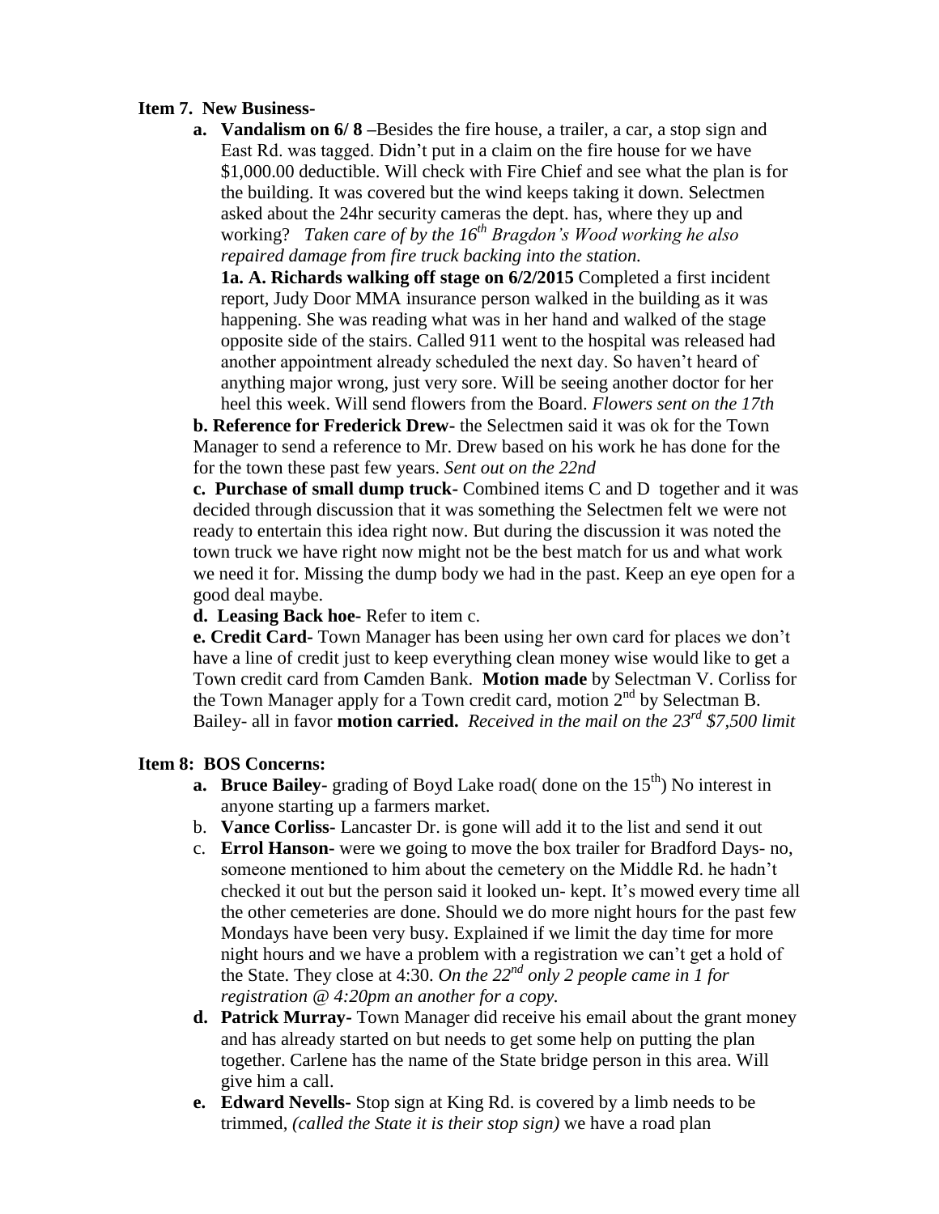**Item 7. New Business-**

- **a. Vandalism on 6/ 8** –Besides the fire house, a trailer, a car, a stop sign and East Rd. was tagged. Didn't put in a claim on the fire house for we have $1,000.00 deductible. Will check with Fire Chief and see what the plan is for the building. It was covered but the wind keeps taking it down. Selectmen asked about the 24hr security cameras the dept. has, where they up and working? *Taken care of by the 16th Bragdon's Wood working he also repaired damage from fire truck backing into the station.*

  **1a. A. Richards walking off stage on 6/2/2015** Completed a first incident report, Judy Door MMA insurance person walked in the building as it was happening. She was reading what was in her hand and walked of the stage opposite side of the stairs. Called 911 went to the hospital was released had another appointment already scheduled the next day. So haven't heard of anything major wrong, just very sore. Will be seeing another doctor for her heel this week. Will send flowers from the Board. *Flowers sent on the 17th*

  **b. Reference for Frederick Drew-** the Selectmen said it was ok for the Town Manager to send a reference to Mr. Drew based on his work he has done for the for the town these past few years. *Sent out on the 22nd*

  **c. Purchase of small dump truck-** Combined items C and D together and it was decided through discussion that it was something the Selectmen felt we were not ready to entertain this idea right now. But during the discussion it was noted the town truck we have right now might not be the best match for us and what work we need it for. Missing the dump body we had in the past. Keep an eye open for a good deal maybe.

  **d. Leasing Back hoe-** Refer to item c.

  **e. Credit Card-** Town Manager has been using her own card for places we don't have a line of credit just to keep everything clean money wise would like to get a Town credit card from Camden Bank. **Motion made** by Selectman V. Corliss for the Town Manager apply for a Town credit card, motion 2nd by Selectman B. Bailey- all in favor **motion carried.** *Received in the mail on the 23rd $7,500 limit*

**Item 8: BOS Concerns:**

- **a. Bruce Bailey-** grading of Boyd Lake road( done on the 15th) No interest in anyone starting up a farmers market.
- b. **Vance Corliss-** Lancaster Dr. is gone will add it to the list and send it out
- c. **Errol Hanson-** were we going to move the box trailer for Bradford Days- no, someone mentioned to him about the cemetery on the Middle Rd. he hadn't checked it out but the person said it looked un- kept. It's mowed every time all the other cemeteries are done. Should we do more night hours for the past few Mondays have been very busy. Explained if we limit the day time for more night hours and we have a problem with a registration we can't get a hold of the State. They close at 4:30. *On the 22nd only 2 people came in 1 for registration @ 4:20pm an another for a copy.*
- **d. Patrick Murray-** Town Manager did receive his email about the grant money and has already started on but needs to get some help on putting the plan together. Carlene has the name of the State bridge person in this area. Will give him a call.
- **e. Edward Nevells-** Stop sign at King Rd. is covered by a limb needs to be trimmed, *(called the State it is their stop sign)* we have a road plan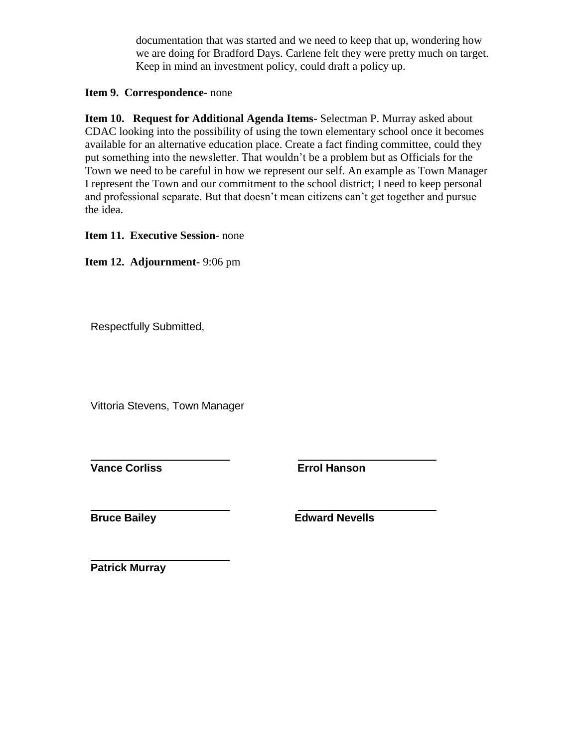documentation that was started and we need to keep that up, wondering how we are doing for Bradford Days. Carlene felt they were pretty much on target. Keep in mind an investment policy, could draft a policy up.

**Item 9. Correspondence-** none

**Item 10. Request for Additional Agenda Items-** Selectman P. Murray asked about CDAC looking into the possibility of using the town elementary school once it becomes available for an alternative education place. Create a fact finding committee, could they put something into the newsletter. That wouldn't be a problem but as Officials for the Town we need to be careful in how we represent our self. An example as Town Manager I represent the Town and our commitment to the school district; I need to keep personal and professional separate. But that doesn't mean citizens can't get together and pursue the idea.

**Item 11. Executive Session**- none

**Item 12. Adjournment**- 9:06 pm

Respectfully Submitted,

Vittoria Stevens, Town Manager

**Vance Corliss**

**Errol Hanson**

**Bruce Bailey**

**Edward Nevells**

**Patrick Murray**